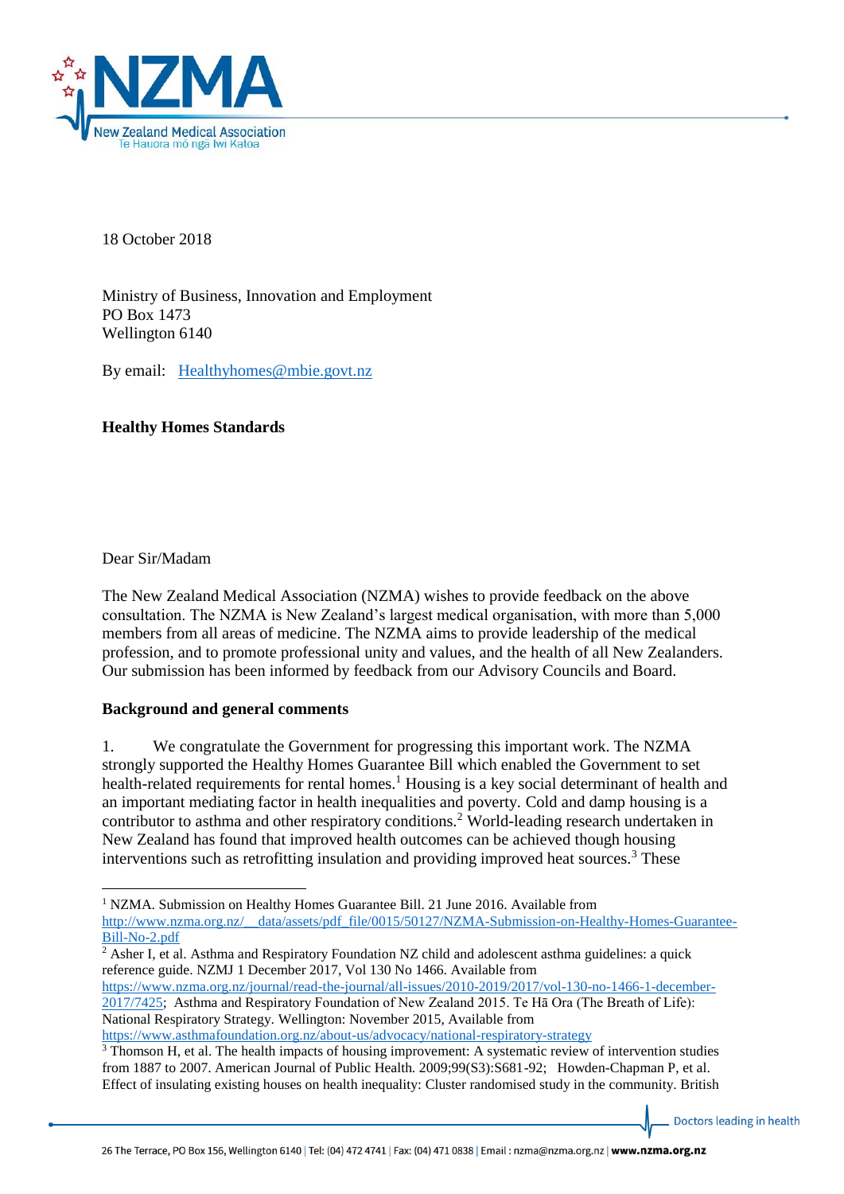18 October 2018

Ministry of Business, Innovation and Employment
PO Box 1473
Wellington 6140

By email: Healthyhomes@mbie.govt.nz

**Healthy Homes Standards**

Dear Sir/Madam

The New Zealand Medical Association (NZMA) wishes to provide feedback on the above consultation. The NZMA is New Zealand's largest medical organisation, with more than 5,000 members from all areas of medicine. The NZMA aims to provide leadership of the medical profession, and to promote professional unity and values, and the health of all New Zealanders. Our submission has been informed by feedback from our Advisory Councils and Board.

**Background and general comments**

1. We congratulate the Government for progressing this important work. The NZMA strongly supported the Healthy Homes Guarantee Bill which enabled the Government to set health-related requirements for rental homes.[1] Housing is a key social determinant of health and an important mediating factor in health inequalities and poverty. Cold and damp housing is a contributor to asthma and other respiratory conditions.[2] World-leading research undertaken in New Zealand has found that improved health outcomes can be achieved though housing interventions such as retrofitting insulation and providing improved heat sources.[3] These

[1] NZMA. Submission on Healthy Homes Guarantee Bill. 21 June 2016. Available from http://www.nzma.org.nz/__data/assets/pdf_file/0015/50127/NZMA-Submission-on-Healthy-Homes-Guarantee-Bill-No-2.pdf

[2] Asher I, et al. Asthma and Respiratory Foundation NZ child and adolescent asthma guidelines: a quick reference guide. NZMJ 1 December 2017, Vol 130 No 1466. Available from https://www.nzma.org.nz/journal/read-the-journal/all-issues/2010-2019/2017/vol-130-no-1466-1-december-2017/7425; Asthma and Respiratory Foundation of New Zealand 2015. Te Hā Ora (The Breath of Life): National Respiratory Strategy. Wellington: November 2015, Available from https://www.asthmafoundation.org.nz/about-us/advocacy/national-respiratory-strategy

[3] Thomson H, et al. The health impacts of housing improvement: A systematic review of intervention studies from 1887 to 2007. American Journal of Public Health. 2009;99(S3):S681-92; Howden-Chapman P, et al. Effect of insulating existing houses on health inequality: Cluster randomised study in the community. British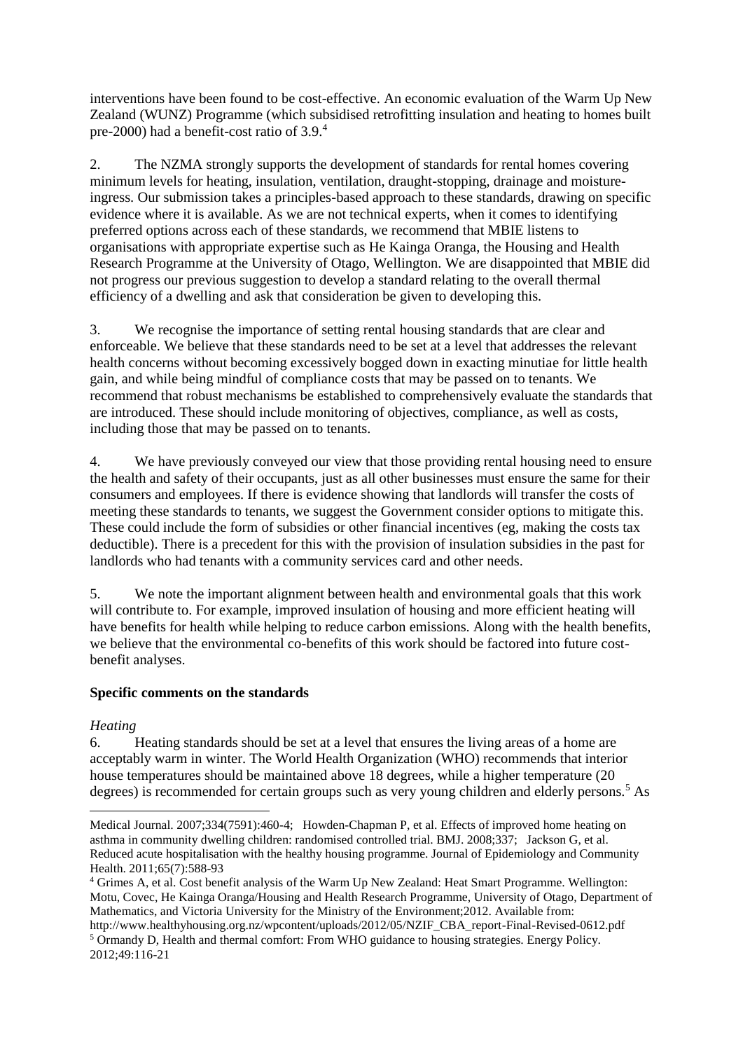interventions have been found to be cost-effective. An economic evaluation of the Warm Up New Zealand (WUNZ) Programme (which subsidised retrofitting insulation and heating to homes built pre-2000) had a benefit-cost ratio of 3.9.[4]

2. The NZMA strongly supports the development of standards for rental homes covering minimum levels for heating, insulation, ventilation, draught-stopping, drainage and moisture-ingress. Our submission takes a principles-based approach to these standards, drawing on specific evidence where it is available. As we are not technical experts, when it comes to identifying preferred options across each of these standards, we recommend that MBIE listens to organisations with appropriate expertise such as He Kainga Oranga, the Housing and Health Research Programme at the University of Otago, Wellington. We are disappointed that MBIE did not progress our previous suggestion to develop a standard relating to the overall thermal efficiency of a dwelling and ask that consideration be given to developing this.

3. We recognise the importance of setting rental housing standards that are clear and enforceable. We believe that these standards need to be set at a level that addresses the relevant health concerns without becoming excessively bogged down in exacting minutiae for little health gain, and while being mindful of compliance costs that may be passed on to tenants. We recommend that robust mechanisms be established to comprehensively evaluate the standards that are introduced. These should include monitoring of objectives, compliance, as well as costs, including those that may be passed on to tenants.

4. We have previously conveyed our view that those providing rental housing need to ensure the health and safety of their occupants, just as all other businesses must ensure the same for their consumers and employees. If there is evidence showing that landlords will transfer the costs of meeting these standards to tenants, we suggest the Government consider options to mitigate this. These could include the form of subsidies or other financial incentives (eg, making the costs tax deductible). There is a precedent for this with the provision of insulation subsidies in the past for landlords who had tenants with a community services card and other needs.

5. We note the important alignment between health and environmental goals that this work will contribute to. For example, improved insulation of housing and more efficient heating will have benefits for health while helping to reduce carbon emissions. Along with the health benefits, we believe that the environmental co-benefits of this work should be factored into future cost-benefit analyses.

**Specific comments on the standards**

*Heating*

6. Heating standards should be set at a level that ensures the living areas of a home are acceptably warm in winter. The World Health Organization (WHO) recommends that interior house temperatures should be maintained above 18 degrees, while a higher temperature (20 degrees) is recommended for certain groups such as very young children and elderly persons.[5] As

---

Medical Journal. 2007;334(7591):460-4; Howden-Chapman P, et al. Effects of improved home heating on asthma in community dwelling children: randomised controlled trial. BMJ. 2008;337; Jackson G, et al. Reduced acute hospitalisation with the healthy housing programme. Journal of Epidemiology and Community Health. 2011;65(7):588-93

[4] Grimes A, et al. Cost benefit analysis of the Warm Up New Zealand: Heat Smart Programme. Wellington: Motu, Covec, He Kainga Oranga/Housing and Health Research Programme, University of Otago, Department of Mathematics, and Victoria University for the Ministry of the Environment;2012. Available from: http://www.healthyhousing.org.nz/wpcontent/uploads/2012/05/NZIF_CBA_report-Final-Revised-0612.pdf

[5] Ormandy D, Health and thermal comfort: From WHO guidance to housing strategies. Energy Policy. 2012;49:116-21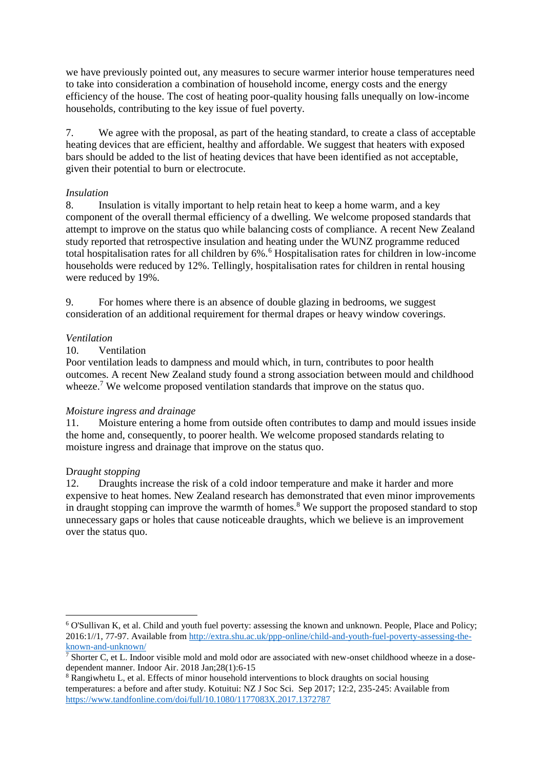we have previously pointed out, any measures to secure warmer interior house temperatures need to take into consideration a combination of household income, energy costs and the energy efficiency of the house. The cost of heating poor-quality housing falls unequally on low-income households, contributing to the key issue of fuel poverty.

7. We agree with the proposal, as part of the heating standard, to create a class of acceptable heating devices that are efficient, healthy and affordable. We suggest that heaters with exposed bars should be added to the list of heating devices that have been identified as not acceptable, given their potential to burn or electrocute.

*Insulation*

8. Insulation is vitally important to help retain heat to keep a home warm, and a key component of the overall thermal efficiency of a dwelling. We welcome proposed standards that attempt to improve on the status quo while balancing costs of compliance. A recent New Zealand study reported that retrospective insulation and heating under the WUNZ programme reduced total hospitalisation rates for all children by 6%.[6] Hospitalisation rates for children in low-income households were reduced by 12%. Tellingly, hospitalisation rates for children in rental housing were reduced by 19%.

9. For homes where there is an absence of double glazing in bedrooms, we suggest consideration of an additional requirement for thermal drapes or heavy window coverings.

*Ventilation*

10. Ventilation

Poor ventilation leads to dampness and mould which, in turn, contributes to poor health outcomes. A recent New Zealand study found a strong association between mould and childhood wheeze.[7] We welcome proposed ventilation standards that improve on the status quo.

*Moisture ingress and drainage*

11. Moisture entering a home from outside often contributes to damp and mould issues inside the home and, consequently, to poorer health. We welcome proposed standards relating to moisture ingress and drainage that improve on the status quo.

D*raught stopping*

12. Draughts increase the risk of a cold indoor temperature and make it harder and more expensive to heat homes. New Zealand research has demonstrated that even minor improvements in draught stopping can improve the warmth of homes.[8] We support the proposed standard to stop unnecessary gaps or holes that cause noticeable draughts, which we believe is an improvement over the status quo.

---

[6] O'Sullivan K, et al. Child and youth fuel poverty: assessing the known and unknown. People, Place and Policy; 2016:1//1, 77-97. Available from http://extra.shu.ac.uk/ppp-online/child-and-youth-fuel-poverty-assessing-the-known-and-unknown/

[7] Shorter C, et L. Indoor visible mold and mold odor are associated with new-onset childhood wheeze in a dose-dependent manner. Indoor Air. 2018 Jan;28(1):6-15

[8] Rangiwhetu L, et al. Effects of minor household interventions to block draughts on social housing temperatures: a before and after study. Kotuitui: NZ J Soc Sci. Sep 2017; 12:2, 235-245: Available from https://www.tandfonline.com/doi/full/10.1080/1177083X.2017.1372787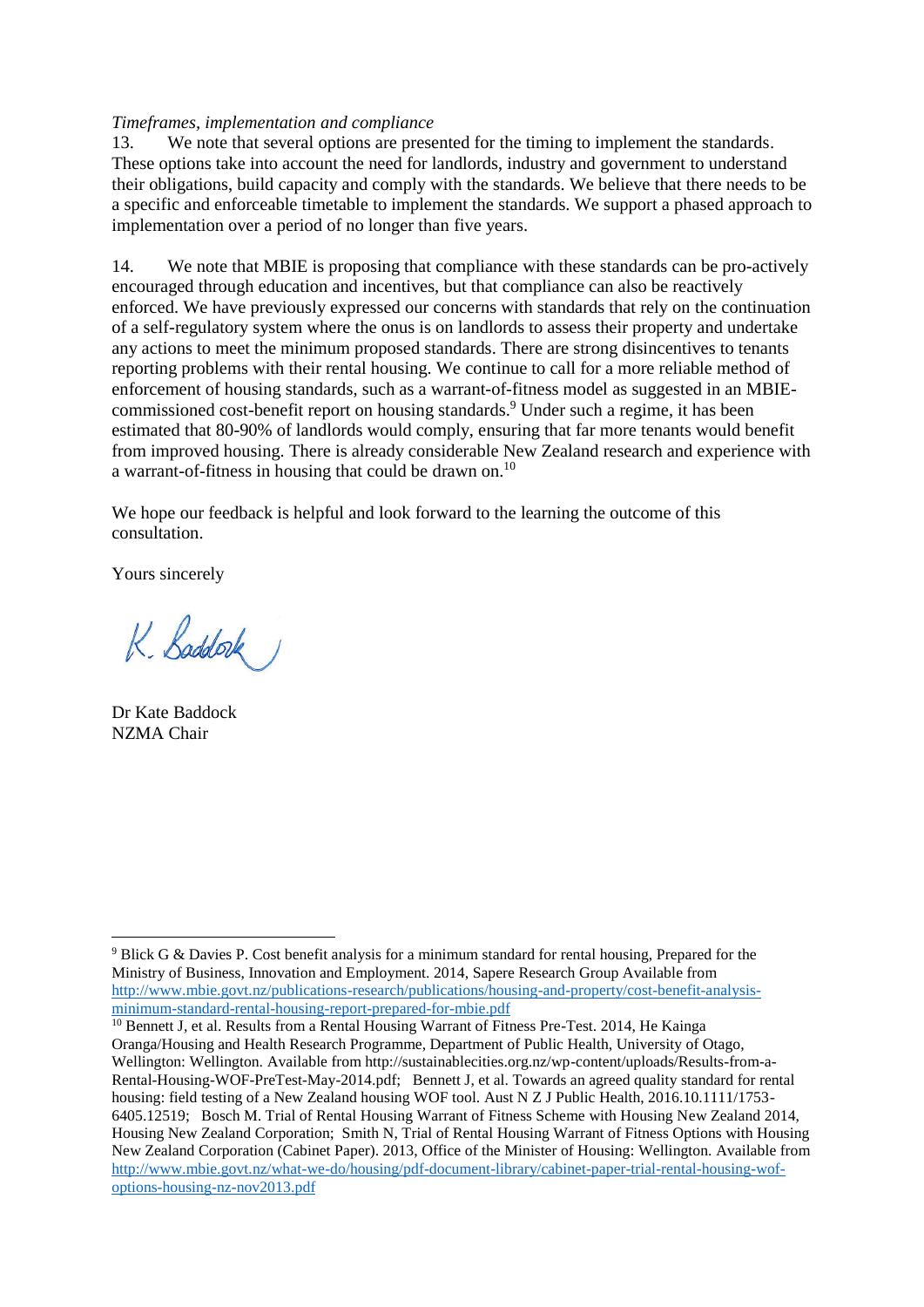*Timeframes, implementation and compliance*

13. We note that several options are presented for the timing to implement the standards. These options take into account the need for landlords, industry and government to understand their obligations, build capacity and comply with the standards. We believe that there needs to be a specific and enforceable timetable to implement the standards. We support a phased approach to implementation over a period of no longer than five years.

14. We note that MBIE is proposing that compliance with these standards can be pro-actively encouraged through education and incentives, but that compliance can also be reactively enforced. We have previously expressed our concerns with standards that rely on the continuation of a self-regulatory system where the onus is on landlords to assess their property and undertake any actions to meet the minimum proposed standards. There are strong disincentives to tenants reporting problems with their rental housing. We continue to call for a more reliable method of enforcement of housing standards, such as a warrant-of-fitness model as suggested in an MBIE-commissioned cost-benefit report on housing standards.[9] Under such a regime, it has been estimated that 80-90% of landlords would comply, ensuring that far more tenants would benefit from improved housing. There is already considerable New Zealand research and experience with a warrant-of-fitness in housing that could be drawn on.[10]

We hope our feedback is helpful and look forward to the learning the outcome of this consultation.

Yours sincerely

K. Baddock

Dr Kate Baddock
NZMA Chair

---

[9] Blick G & Davies P. Cost benefit analysis for a minimum standard for rental housing, Prepared for the Ministry of Business, Innovation and Employment. 2014, Sapere Research Group Available from http://www.mbie.govt.nz/publications-research/publications/housing-and-property/cost-benefit-analysis-minimum-standard-rental-housing-report-prepared-for-mbie.pdf

[10] Bennett J, et al. Results from a Rental Housing Warrant of Fitness Pre-Test. 2014, He Kainga Oranga/Housing and Health Research Programme, Department of Public Health, University of Otago, Wellington: Wellington. Available from http://sustainablecities.org.nz/wp-content/uploads/Results-from-a-Rental-Housing-WOF-PreTest-May-2014.pdf; Bennett J, et al. Towards an agreed quality standard for rental housing: field testing of a New Zealand housing WOF tool. Aust N Z J Public Health, 2016.10.1111/1753-6405.12519; Bosch M. Trial of Rental Housing Warrant of Fitness Scheme with Housing New Zealand 2014, Housing New Zealand Corporation; Smith N, Trial of Rental Housing Warrant of Fitness Options with Housing New Zealand Corporation (Cabinet Paper). 2013, Office of the Minister of Housing: Wellington. Available from http://www.mbie.govt.nz/what-we-do/housing/pdf-document-library/cabinet-paper-trial-rental-housing-wof-options-housing-nz-nov2013.pdf